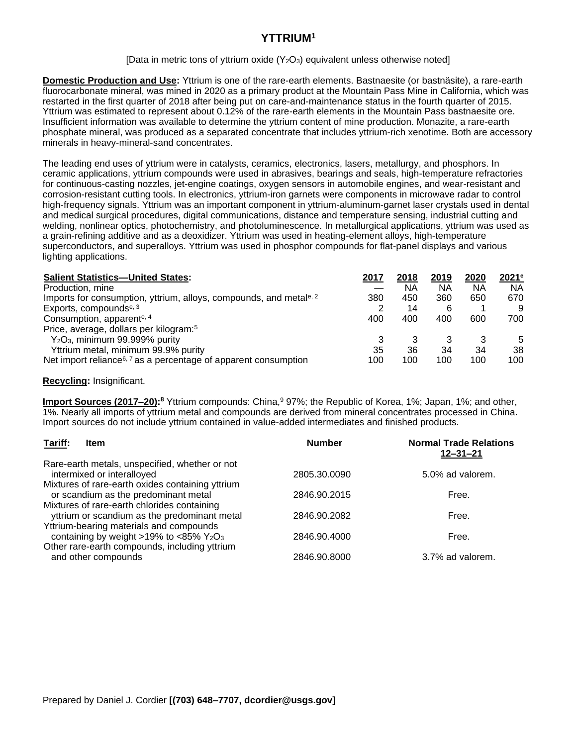# YTTRIUM[1]

[Data in metric tons of yttrium oxide ($Y_2O_3$) equivalent unless otherwise noted]

**Domestic Production and Use:** Yttrium is one of the rare-earth elements. Bastnaesite (or bastnäsite), a rare-earth fluorocarbonate mineral, was mined in 2020 as a primary product at the Mountain Pass Mine in California, which was restarted in the first quarter of 2018 after being put on care-and-maintenance status in the fourth quarter of 2015. Yttrium was estimated to represent about 0.12% of the rare-earth elements in the Mountain Pass bastnaesite ore. Insufficient information was available to determine the yttrium content of mine production. Monazite, a rare-earth phosphate mineral, was produced as a separated concentrate that includes yttrium-rich xenotime. Both are accessory minerals in heavy-mineral-sand concentrates.

The leading end uses of yttrium were in catalysts, ceramics, electronics, lasers, metallurgy, and phosphors. In ceramic applications, yttrium compounds were used in abrasives, bearings and seals, high-temperature refractories for continuous-casting nozzles, jet-engine coatings, oxygen sensors in automobile engines, and wear-resistant and corrosion-resistant cutting tools. In electronics, yttrium-iron garnets were components in microwave radar to control high-frequency signals. Yttrium was an important component in yttrium-aluminum-garnet laser crystals used in dental and medical surgical procedures, digital communications, distance and temperature sensing, industrial cutting and welding, nonlinear optics, photochemistry, and photoluminescence. In metallurgical applications, yttrium was used as a grain-refining additive and as a deoxidizer. Yttrium was used in heating-element alloys, high-temperature superconductors, and superalloys. Yttrium was used in phosphor compounds for flat-panel displays and various lighting applications.

| **Salient Statistics—United States:** | 2017 | 2018 | 2019 | 2020 | 2021[e] |
|---|---|---|---|---|---|
| Production, mine | — | NA | NA | NA | NA |
| Imports for consumption, yttrium, alloys, compounds, and metal[e, 2] | 380 | 450 | 360 | 650 | 670 |
| Exports, compounds[e, 3] | 2 | 14 | 6 | 1 | 9 |
| Consumption, apparent[e, 4] | 400 | 400 | 400 | 600 | 700 |
| Price, average, dollars per kilogram:[5] | | | | | |
| $Y_2O_3$, minimum 99.999% purity | 3 | 3 | 3 | 3 | 5 |
| Yttrium metal, minimum 99.9% purity | 35 | 36 | 34 | 34 | 38 |
| Net import reliance[6, 7] as a percentage of apparent consumption | 100 | 100 | 100 | 100 | 100 |

**Recycling:** Insignificant.

**Import Sources (2017–20):**[8] Yttrium compounds: China,[9] 97%; the Republic of Korea, 1%; Japan, 1%; and other, 1%. Nearly all imports of yttrium metal and compounds are derived from mineral concentrates processed in China. Import sources do not include yttrium contained in value-added intermediates and finished products.

| **Tariff:** Item | Number | Normal Trade Relations 12–31–21 |
|---|---|---|
| Rare-earth metals, unspecified, whether or not intermixed or interalloyed | 2805.30.0090 | 5.0% ad valorem. |
| Mixtures of rare-earth oxides containing yttrium or scandium as the predominant metal | 2846.90.2015 | Free. |
| Mixtures of rare-earth chlorides containing yttrium or scandium as the predominant metal | 2846.90.2082 | Free. |
| Yttrium-bearing materials and compounds containing by weight >19% to <85% $Y_2O_3$ | 2846.90.4000 | Free. |
| Other rare-earth compounds, including yttrium and other compounds | 2846.90.8000 | 3.7% ad valorem. |

Prepared by Daniel J. Cordier **[(703) 648–7707, dcordier@usgs.gov]**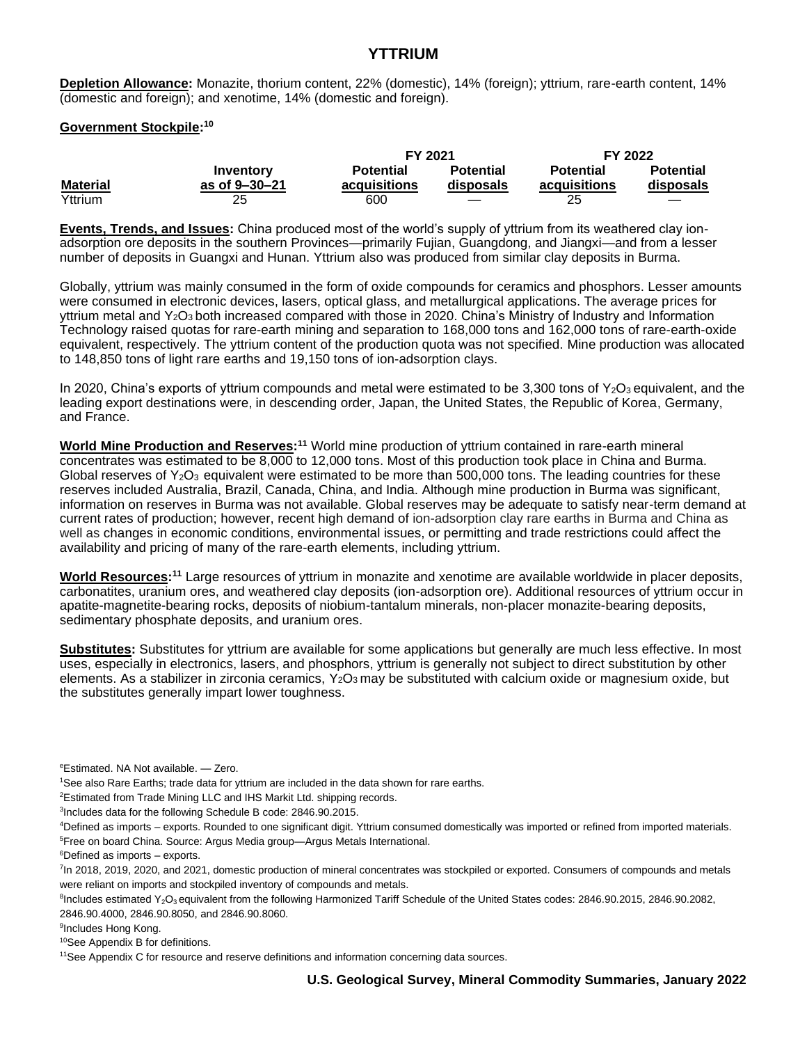# YTTRIUM

**Depletion Allowance:** Monazite, thorium content, 22% (domestic), 14% (foreign); yttrium, rare-earth content, 14% (domestic and foreign); and xenotime, 14% (domestic and foreign).

**Government Stockpile:**[10]

| | | FY 2021 | | FY 2022 | |
|---|---|---|---|---|---|
| **Material** | **Inventory as of 9–30–21** | **Potential acquisitions** | **Potential disposals** | **Potential acquisitions** | **Potential disposals** |
| Yttrium | 25 | 600 | — | 25 | — |

**Events, Trends, and Issues:** China produced most of the world's supply of yttrium from its weathered clay ion-adsorption ore deposits in the southern Provinces—primarily Fujian, Guangdong, and Jiangxi—and from a lesser number of deposits in Guangxi and Hunan. Yttrium also was produced from similar clay deposits in Burma.

Globally, yttrium was mainly consumed in the form of oxide compounds for ceramics and phosphors. Lesser amounts were consumed in electronic devices, lasers, optical glass, and metallurgical applications. The average prices for yttrium metal and $Y_2O_3$ both increased compared with those in 2020. China's Ministry of Industry and Information Technology raised quotas for rare-earth mining and separation to 168,000 tons and 162,000 tons of rare-earth-oxide equivalent, respectively. The yttrium content of the production quota was not specified. Mine production was allocated to 148,850 tons of light rare earths and 19,150 tons of ion-adsorption clays.

In 2020, China's exports of yttrium compounds and metal were estimated to be 3,300 tons of $Y_2O_3$ equivalent, and the leading export destinations were, in descending order, Japan, the United States, the Republic of Korea, Germany, and France.

**World Mine Production and Reserves:**[11] World mine production of yttrium contained in rare-earth mineral concentrates was estimated to be 8,000 to 12,000 tons. Most of this production took place in China and Burma. Global reserves of $Y_2O_3$ equivalent were estimated to be more than 500,000 tons. The leading countries for these reserves included Australia, Brazil, Canada, China, and India. Although mine production in Burma was significant, information on reserves in Burma was not available. Global reserves may be adequate to satisfy near-term demand at current rates of production; however, recent high demand of ion-adsorption clay rare earths in Burma and China as well as changes in economic conditions, environmental issues, or permitting and trade restrictions could affect the availability and pricing of many of the rare-earth elements, including yttrium.

**World Resources:**[11] Large resources of yttrium in monazite and xenotime are available worldwide in placer deposits, carbonatites, uranium ores, and weathered clay deposits (ion-adsorption ore). Additional resources of yttrium occur in apatite-magnetite-bearing rocks, deposits of niobium-tantalum minerals, non-placer monazite-bearing deposits, sedimentary phosphate deposits, and uranium ores.

**Substitutes:** Substitutes for yttrium are available for some applications but generally are much less effective. In most uses, especially in electronics, lasers, and phosphors, yttrium is generally not subject to direct substitution by other elements. As a stabilizer in zirconia ceramics, $Y_2O_3$ may be substituted with calcium oxide or magnesium oxide, but the substitutes generally impart lower toughness.

[e]Estimated. NA Not available. — Zero.
[1]See also Rare Earths; trade data for yttrium are included in the data shown for rare earths.
[2]Estimated from Trade Mining LLC and IHS Markit Ltd. shipping records.
[3]Includes data for the following Schedule B code: 2846.90.2015.
[4]Defined as imports – exports. Rounded to one significant digit. Yttrium consumed domestically was imported or refined from imported materials.
[5]Free on board China. Source: Argus Media group—Argus Metals International.
[6]Defined as imports – exports.
[7]In 2018, 2019, 2020, and 2021, domestic production of mineral concentrates was stockpiled or exported. Consumers of compounds and metals were reliant on imports and stockpiled inventory of compounds and metals.
[8]Includes estimated $Y_2O_3$ equivalent from the following Harmonized Tariff Schedule of the United States codes: 2846.90.2015, 2846.90.2082, 2846.90.4000, 2846.90.8050, and 2846.90.8060.
[9]Includes Hong Kong.
[10]See Appendix B for definitions.
[11]See Appendix C for resource and reserve definitions and information concerning data sources.